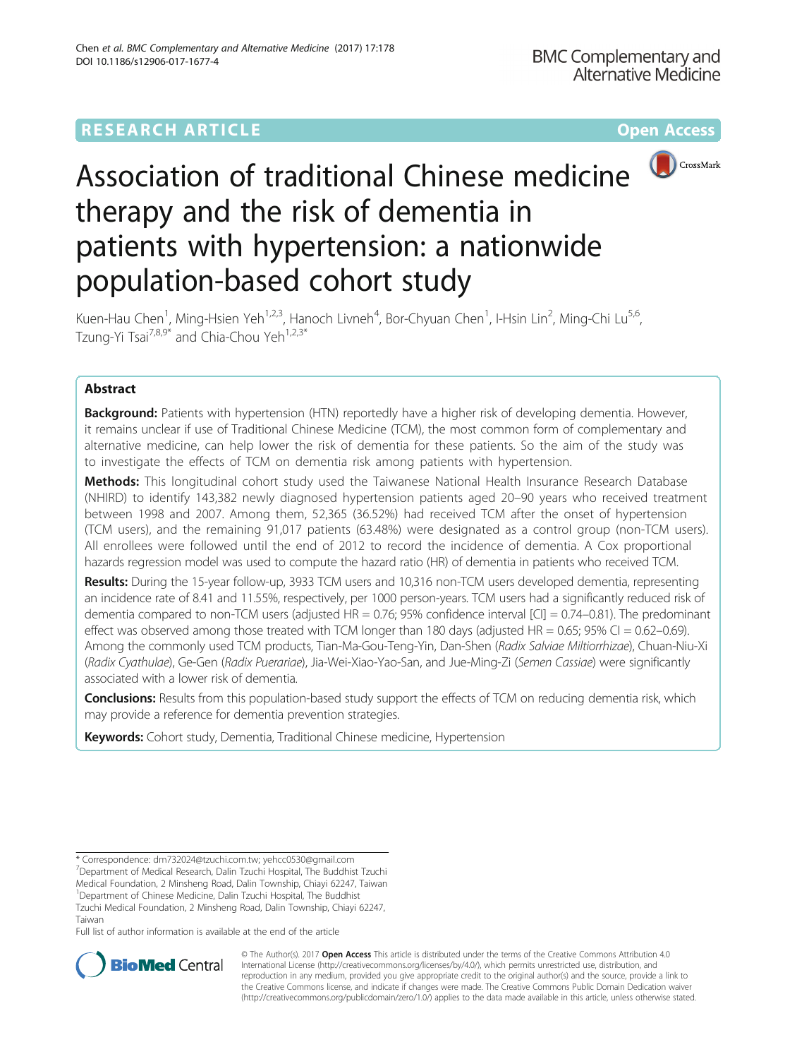RESEARCH ARTICLE

Open Access

# Association of traditional Chinese medicine therapy and the risk of dementia in patients with hypertension: a nationwide population-based cohort study

Kuen-Hau Chen[1], Ming-Hsien Yeh[1,2,3], Hanoch Livneh[4], Bor-Chyuan Chen[1], I-Hsin Lin[2], Ming-Chi Lu[5,6], Tzung-Yi Tsai[7,8,9*] and Chia-Chou Yeh[1,2,3*]

## Abstract

**Background:** Patients with hypertension (HTN) reportedly have a higher risk of developing dementia. However, it remains unclear if use of Traditional Chinese Medicine (TCM), the most common form of complementary and alternative medicine, can help lower the risk of dementia for these patients. So the aim of the study was to investigate the effects of TCM on dementia risk among patients with hypertension.

**Methods:** This longitudinal cohort study used the Taiwanese National Health Insurance Research Database (NHIRD) to identify 143,382 newly diagnosed hypertension patients aged 20–90 years who received treatment between 1998 and 2007. Among them, 52,365 (36.52%) had received TCM after the onset of hypertension (TCM users), and the remaining 91,017 patients (63.48%) were designated as a control group (non-TCM users). All enrollees were followed until the end of 2012 to record the incidence of dementia. A Cox proportional hazards regression model was used to compute the hazard ratio (HR) of dementia in patients who received TCM.

**Results:** During the 15-year follow-up, 3933 TCM users and 10,316 non-TCM users developed dementia, representing an incidence rate of 8.41 and 11.55%, respectively, per 1000 person-years. TCM users had a significantly reduced risk of dementia compared to non-TCM users (adjusted HR = 0.76; 95% confidence interval [CI] = 0.74–0.81). The predominant effect was observed among those treated with TCM longer than 180 days (adjusted HR = 0.65; 95% CI = 0.62–0.69). Among the commonly used TCM products, Tian-Ma-Gou-Teng-Yin, Dan-Shen (*Radix Salviae Miltiorrhizae*), Chuan-Niu-Xi (*Radix Cyathulae*), Ge-Gen (*Radix Puerariae*), Jia-Wei-Xiao-Yao-San, and Jue-Ming-Zi (*Semen Cassiae*) were significantly associated with a lower risk of dementia.

**Conclusions:** Results from this population-based study support the effects of TCM on reducing dementia risk, which may provide a reference for dementia prevention strategies.

**Keywords:** Cohort study, Dementia, Traditional Chinese medicine, Hypertension

---

* Correspondence: dm732024@tzuchi.com.tw; yehcc0530@gmail.com
[7]Department of Medical Research, Dalin Tzuchi Hospital, The Buddhist Tzuchi Medical Foundation, 2 Minsheng Road, Dalin Township, Chiayi 62247, Taiwan
[1]Department of Chinese Medicine, Dalin Tzuchi Hospital, The Buddhist Tzuchi Medical Foundation, 2 Minsheng Road, Dalin Township, Chiayi 62247, Taiwan
Full list of author information is available at the end of the article

© The Author(s). 2017 **Open Access** This article is distributed under the terms of the Creative Commons Attribution 4.0 International License (http://creativecommons.org/licenses/by/4.0/), which permits unrestricted use, distribution, and reproduction in any medium, provided you give appropriate credit to the original author(s) and the source, provide a link to the Creative Commons license, and indicate if changes were made. The Creative Commons Public Domain Dedication waiver (http://creativecommons.org/publicdomain/zero/1.0/) applies to the data made available in this article, unless otherwise stated.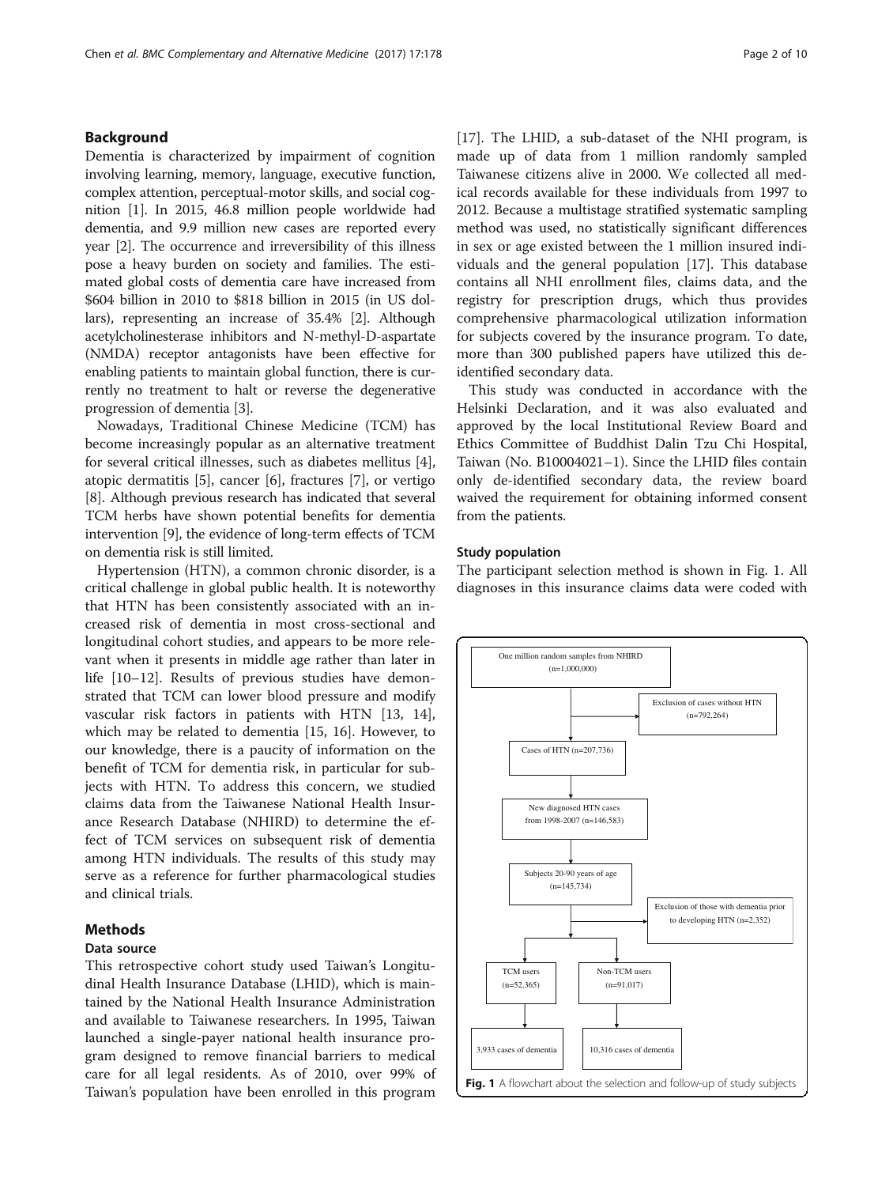## Background

Dementia is characterized by impairment of cognition involving learning, memory, language, executive function, complex attention, perceptual-motor skills, and social cognition [1]. In 2015, 46.8 million people worldwide had dementia, and 9.9 million new cases are reported every year [2]. The occurrence and irreversibility of this illness pose a heavy burden on society and families. The estimated global costs of dementia care have increased from \$604 billion in 2010 to \$818 billion in 2015 (in US dollars), representing an increase of 35.4% [2]. Although acetylcholinesterase inhibitors and N-methyl-D-aspartate (NMDA) receptor antagonists have been effective for enabling patients to maintain global function, there is currently no treatment to halt or reverse the degenerative progression of dementia [3].

Nowadays, Traditional Chinese Medicine (TCM) has become increasingly popular as an alternative treatment for several critical illnesses, such as diabetes mellitus [4], atopic dermatitis [5], cancer [6], fractures [7], or vertigo [8]. Although previous research has indicated that several TCM herbs have shown potential benefits for dementia intervention [9], the evidence of long-term effects of TCM on dementia risk is still limited.

Hypertension (HTN), a common chronic disorder, is a critical challenge in global public health. It is noteworthy that HTN has been consistently associated with an increased risk of dementia in most cross-sectional and longitudinal cohort studies, and appears to be more relevant when it presents in middle age rather than later in life [10–12]. Results of previous studies have demonstrated that TCM can lower blood pressure and modify vascular risk factors in patients with HTN [13, 14], which may be related to dementia [15, 16]. However, to our knowledge, there is a paucity of information on the benefit of TCM for dementia risk, in particular for subjects with HTN. To address this concern, we studied claims data from the Taiwanese National Health Insurance Research Database (NHIRD) to determine the effect of TCM services on subsequent risk of dementia among HTN individuals. The results of this study may serve as a reference for further pharmacological studies and clinical trials.

## Methods

### Data source

This retrospective cohort study used Taiwan's Longitudinal Health Insurance Database (LHID), which is maintained by the National Health Insurance Administration and available to Taiwanese researchers. In 1995, Taiwan launched a single-payer national health insurance program designed to remove financial barriers to medical care for all legal residents. As of 2010, over 99% of Taiwan's population have been enrolled in this program [17]. The LHID, a sub-dataset of the NHI program, is made up of data from 1 million randomly sampled Taiwanese citizens alive in 2000. We collected all medical records available for these individuals from 1997 to 2012. Because a multistage stratified systematic sampling method was used, no statistically significant differences in sex or age existed between the 1 million insured individuals and the general population [17]. This database contains all NHI enrollment files, claims data, and the registry for prescription drugs, which thus provides comprehensive pharmacological utilization information for subjects covered by the insurance program. To date, more than 300 published papers have utilized this de-identified secondary data.

This study was conducted in accordance with the Helsinki Declaration, and it was also evaluated and approved by the local Institutional Review Board and Ethics Committee of Buddhist Dalin Tzu Chi Hospital, Taiwan (No. B10004021–1). Since the LHID files contain only de-identified secondary data, the review board waived the requirement for obtaining informed consent from the patients.

### Study population

The participant selection method is shown in Fig. 1. All diagnoses in this insurance claims data were coded with

One million random samples from NHIRD (n=1,000,000)
→ Exclusion of cases without HTN (n=792,264)
→ Cases of HTN (n=207,736)
→ New diagnosed HTN cases from 1998-2007 (n=146,583)
→ Subjects 20-90 years of age (n=145,734)
→ Exclusion of those with dementia prior to developing HTN (N=2,352)
→ TCM users (n=52,365) → 3,933 cases of dementia
→ Non-TCM users (n=91,017) → 10,316 cases of dementia

**Fig. 1** A flowchart about the selection and follow-up of study subjects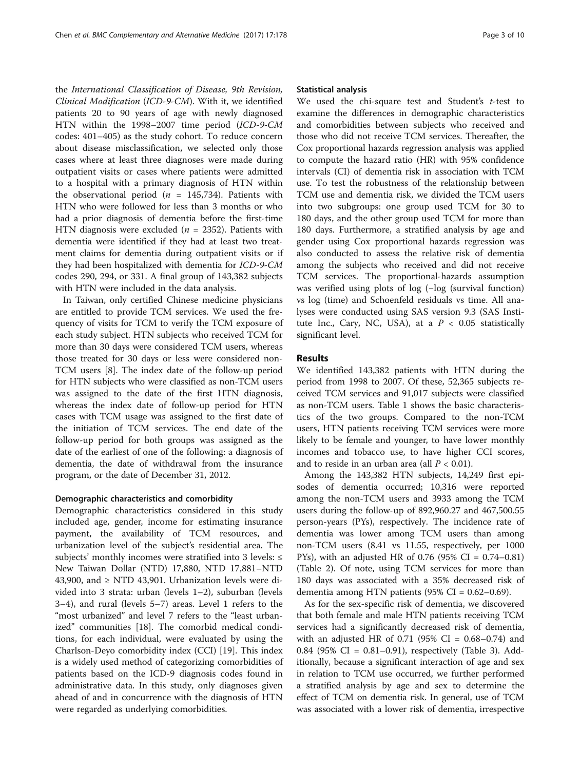the *International Classification of Disease, 9th Revision, Clinical Modification* (*ICD-9-CM*). With it, we identified patients 20 to 90 years of age with newly diagnosed HTN within the 1998–2007 time period (*ICD-9-CM* codes: 401–405) as the study cohort. To reduce concern about disease misclassification, we selected only those cases where at least three diagnoses were made during outpatient visits or cases where patients were admitted to a hospital with a primary diagnosis of HTN within the observational period ($n$ = 145,734). Patients with HTN who were followed for less than 3 months or who had a prior diagnosis of dementia before the first-time HTN diagnosis were excluded ($n$ = 2352). Patients with dementia were identified if they had at least two treatment claims for dementia during outpatient visits or if they had been hospitalized with dementia for *ICD-9-CM* codes 290, 294, or 331. A final group of 143,382 subjects with HTN were included in the data analysis.

In Taiwan, only certified Chinese medicine physicians are entitled to provide TCM services. We used the frequency of visits for TCM to verify the TCM exposure of each study subject. HTN subjects who received TCM for more than 30 days were considered TCM users, whereas those treated for 30 days or less were considered non-TCM users [8]. The index date of the follow-up period for HTN subjects who were classified as non-TCM users was assigned to the date of the first HTN diagnosis, whereas the index date of follow-up period for HTN cases with TCM usage was assigned to the first date of the initiation of TCM services. The end date of the follow-up period for both groups was assigned as the date of the earliest of one of the following: a diagnosis of dementia, the date of withdrawal from the insurance program, or the date of December 31, 2012.

#### Demographic characteristics and comorbidity

Demographic characteristics considered in this study included age, gender, income for estimating insurance payment, the availability of TCM resources, and urbanization level of the subject's residential area. The subjects' monthly incomes were stratified into 3 levels: ≤ New Taiwan Dollar (NTD) 17,880, NTD 17,881–NTD 43,900, and ≥ NTD 43,901. Urbanization levels were divided into 3 strata: urban (levels 1–2), suburban (levels 3–4), and rural (levels 5–7) areas. Level 1 refers to the "most urbanized" and level 7 refers to the "least urbanized" communities [18]. The comorbid medical conditions, for each individual, were evaluated by using the Charlson-Deyo comorbidity index (CCI) [19]. This index is a widely used method of categorizing comorbidities of patients based on the ICD-9 diagnosis codes found in administrative data. In this study, only diagnoses given ahead of and in concurrence with the diagnosis of HTN were regarded as underlying comorbidities.

#### Statistical analysis

We used the chi-square test and Student's $t$-test to examine the differences in demographic characteristics and comorbidities between subjects who received and those who did not receive TCM services. Thereafter, the Cox proportional hazards regression analysis was applied to compute the hazard ratio (HR) with 95% confidence intervals (CI) of dementia risk in association with TCM use. To test the robustness of the relationship between TCM use and dementia risk, we divided the TCM users into two subgroups: one group used TCM for 30 to 180 days, and the other group used TCM for more than 180 days. Furthermore, a stratified analysis by age and gender using Cox proportional hazards regression was also conducted to assess the relative risk of dementia among the subjects who received and did not receive TCM services. The proportional-hazards assumption was verified using plots of log (−log (survival function) vs log (time) and Schoenfeld residuals vs time. All analyses were conducted using SAS version 9.3 (SAS Institute Inc., Cary, NC, USA), at a $P < 0.05$ statistically significant level.

## Results

We identified 143,382 patients with HTN during the period from 1998 to 2007. Of these, 52,365 subjects received TCM services and 91,017 subjects were classified as non-TCM users. Table 1 shows the basic characteristics of the two groups. Compared to the non-TCM users, HTN patients receiving TCM services were more likely to be female and younger, to have lower monthly incomes and tobacco use, to have higher CCI scores, and to reside in an urban area (all $P < 0.01$).

Among the 143,382 HTN subjects, 14,249 first episodes of dementia occurred; 10,316 were reported among the non-TCM users and 3933 among the TCM users during the follow-up of 892,960.27 and 467,500.55 person-years (PYs), respectively. The incidence rate of dementia was lower among TCM users than among non-TCM users (8.41 vs 11.55, respectively, per 1000 PYs), with an adjusted HR of 0.76 (95% CI = 0.74–0.81) (Table 2). Of note, using TCM services for more than 180 days was associated with a 35% decreased risk of dementia among HTN patients (95% CI = 0.62–0.69).

As for the sex-specific risk of dementia, we discovered that both female and male HTN patients receiving TCM services had a significantly decreased risk of dementia, with an adjusted HR of 0.71 (95% CI = 0.68–0.74) and 0.84 (95% CI = 0.81–0.91), respectively (Table 3). Additionally, because a significant interaction of age and sex in relation to TCM use occurred, we further performed a stratified analysis by age and sex to determine the effect of TCM on dementia risk. In general, use of TCM was associated with a lower risk of dementia, irrespective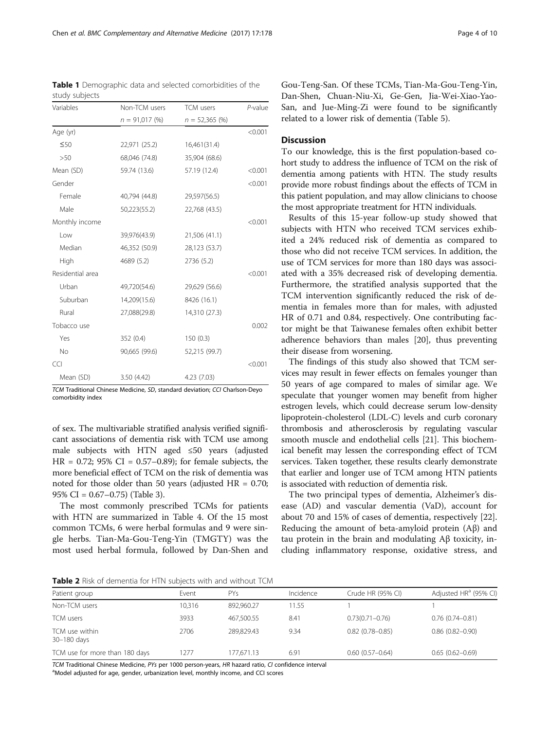**Table 1** Demographic data and selected comorbidities of the study subjects

| Variables | Non-TCM users | TCM users | *P*-value |
|---|---|---|---|
| | *n* = 91,017 (%) | *n* = 52,365 (%) | |
| Age (yr) | | | <0.001 |
| ≤50 | 22,971 (25.2) | 16,461(31.4) | |
| >50 | 68,046 (74.8) | 35,904 (68.6) | |
| Mean (SD) | 59.74 (13.6) | 57.19 (12.4) | <0.001 |
| Gender | | | <0.001 |
| Female | 40,794 (44.8) | 29,597(56.5) | |
| Male | 50,223(55.2) | 22,768 (43.5) | |
| Monthly income | | | <0.001 |
| Low | 39,976(43.9) | 21,506 (41.1) | |
| Median | 46,352 (50.9) | 28,123 (53.7) | |
| High | 4689 (5.2) | 2736 (5.2) | |
| Residential area | | | <0.001 |
| Urban | 49,720(54.6) | 29,629 (56.6) | |
| Suburban | 14,209(15.6) | 8426 (16.1) | |
| Rural | 27,088(29.8) | 14,310 (27.3) | |
| Tobacco use | | | 0.002 |
| Yes | 352 (0.4) | 150 (0.3) | |
| No | 90,665 (99.6) | 52,215 (99.7) | |
| CCI | | | <0.001 |
| Mean (SD) | 3.50 (4.42) | 4.23 (7.03) | |

*TCM* Traditional Chinese Medicine, *SD*, standard deviation; *CCI* Charlson-Deyo comorbidity index

of sex. The multivariable stratified analysis verified significant associations of dementia risk with TCM use among male subjects with HTN aged ≤50 years (adjusted HR = 0.72; 95% CI = 0.57–0.89); for female subjects, the more beneficial effect of TCM on the risk of dementia was noted for those older than 50 years (adjusted HR = 0.70; 95% CI = 0.67–0.75) (Table 3).

The most commonly prescribed TCMs for patients with HTN are summarized in Table 4. Of the 15 most common TCMs, 6 were herbal formulas and 9 were single herbs. Tian-Ma-Gou-Teng-Yin (TMGTY) was the most used herbal formula, followed by Dan-Shen and Gou-Teng-San. Of these TCMs, Tian-Ma-Gou-Teng-Yin, Dan-Shen, Chuan-Niu-Xi, Ge-Gen, Jia-Wei-Xiao-Yao-San, and Jue-Ming-Zi were found to be significantly related to a lower risk of dementia (Table 5).

## Discussion

To our knowledge, this is the first population-based cohort study to address the influence of TCM on the risk of dementia among patients with HTN. The study results provide more robust findings about the effects of TCM in this patient population, and may allow clinicians to choose the most appropriate treatment for HTN individuals.

Results of this 15-year follow-up study showed that subjects with HTN who received TCM services exhibited a 24% reduced risk of dementia as compared to those who did not receive TCM services. In addition, the use of TCM services for more than 180 days was associated with a 35% decreased risk of developing dementia. Furthermore, the stratified analysis supported that the TCM intervention significantly reduced the risk of dementia in females more than for males, with adjusted HR of 0.71 and 0.84, respectively. One contributing factor might be that Taiwanese females often exhibit better adherence behaviors than males [20], thus preventing their disease from worsening.

The findings of this study also showed that TCM services may result in fewer effects on females younger than 50 years of age compared to males of similar age. We speculate that younger women may benefit from higher estrogen levels, which could decrease serum low-density lipoprotein-cholesterol (LDL-C) levels and curb coronary thrombosis and atherosclerosis by regulating vascular smooth muscle and endothelial cells [21]. This biochemical benefit may lessen the corresponding effect of TCM services. Taken together, these results clearly demonstrate that earlier and longer use of TCM among HTN patients is associated with reduction of dementia risk.

The two principal types of dementia, Alzheimer's disease (AD) and vascular dementia (VaD), account for about 70 and 15% of cases of dementia, respectively [22]. Reducing the amount of beta-amyloid protein (Aβ) and tau protein in the brain and modulating Aβ toxicity, including inflammatory response, oxidative stress, and

**Table 2** Risk of dementia for HTN subjects with and without TCM

| Patient group | Event | PYs | Incidence | Crude HR (95% CI) | Adjusted HR[a] (95% CI) |
|---|---|---|---|---|---|
| Non-TCM users | 10,316 | 892,960.27 | 11.55 | 1 | 1 |
| TCM users | 3933 | 467,500.55 | 8.41 | 0.73(0.71–0.76) | 0.76 (0.74–0.81) |
| TCM use within 30–180 days | 2706 | 289,829.43 | 9.34 | 0.82 (0.78–0.85) | 0.86 (0.82–0.90) |
| TCM use for more than 180 days | 1277 | 177,671.13 | 6.91 | 0.60 (0.57–0.64) | 0.65 (0.62–0.69) |

*TCM* Traditional Chinese Medicine, *PYs* per 1000 person-years, *HR* hazard ratio, *CI* confidence interval
[a]Model adjusted for age, gender, urbanization level, monthly income, and CCI scores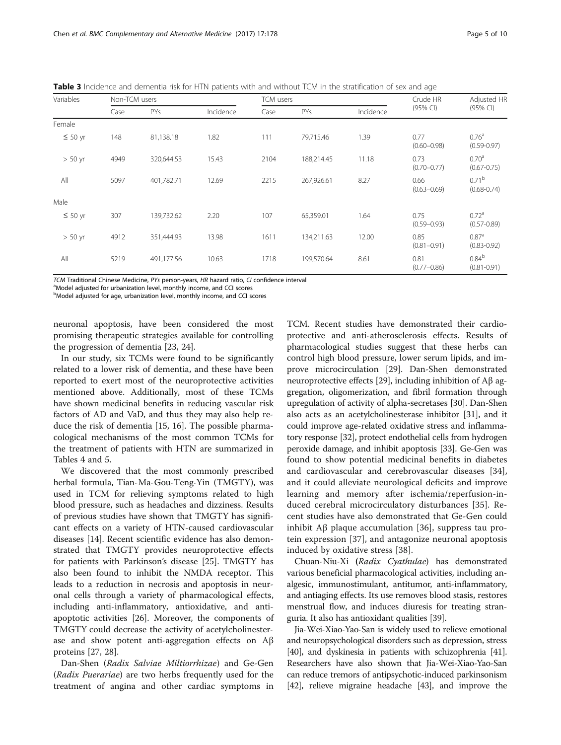**Table 3** Incidence and dementia risk for HTN patients with and without TCM in the stratification of sex and age

| Variables | Non-TCM users | | | TCM users | | | Crude HR (95% CI) | Adjusted HR (95% CI) |
|---|---|---|---|---|---|---|---|---|
| | Case | PYs | Incidence | Case | PYs | Incidence | | |
| Female | | | | | | | | |
| ≤ 50 yr | 148 | 81,138.18 | 1.82 | 111 | 79,715.46 | 1.39 | 0.77 (0.60–0.98) | 0.76[a] (0.59-0.97) |
| > 50 yr | 4949 | 320,644.53 | 15.43 | 2104 | 188,214.45 | 11.18 | 0.73 (0.70–0.77) | 0.70[a] (0.67-0.75) |
| All | 5097 | 401,782.71 | 12.69 | 2215 | 267,926.61 | 8.27 | 0.66 (0.63–0.69) | 0.71[b] (0.68-0.74) |
| Male | | | | | | | | |
| ≤ 50 yr | 307 | 139,732.62 | 2.20 | 107 | 65,359.01 | 1.64 | 0.75 (0.59–0.93) | 0.72[a] (0.57-0.89) |
| > 50 yr | 4912 | 351,444.93 | 13.98 | 1611 | 134,211.63 | 12.00 | 0.85 (0.81–0.91) | 0.87[a] (0.83-0.92) |
| All | 5219 | 491,177.56 | 10.63 | 1718 | 199,570.64 | 8.61 | 0.81 (0.77–0.86) | 0.84[b] (0.81-0.91) |

*TCM* Traditional Chinese Medicine, *PYs* person-years, *HR* hazard ratio, *CI* confidence interval
[a]Model adjusted for urbanization level, monthly income, and CCI scores
[b]Model adjusted for age, urbanization level, monthly income, and CCI scores

neuronal apoptosis, have been considered the most promising therapeutic strategies available for controlling the progression of dementia [23, 24].

In our study, six TCMs were found to be significantly related to a lower risk of dementia, and these have been reported to exert most of the neuroprotective activities mentioned above. Additionally, most of these TCMs have shown medicinal benefits in reducing vascular risk factors of AD and VaD, and thus they may also help reduce the risk of dementia [15, 16]. The possible pharmacological mechanisms of the most common TCMs for the treatment of patients with HTN are summarized in Tables 4 and 5.

We discovered that the most commonly prescribed herbal formula, Tian-Ma-Gou-Teng-Yin (TMGTY), was used in TCM for relieving symptoms related to high blood pressure, such as headaches and dizziness. Results of previous studies have shown that TMGTY has significant effects on a variety of HTN-caused cardiovascular diseases [14]. Recent scientific evidence has also demonstrated that TMGTY provides neuroprotective effects for patients with Parkinson's disease [25]. TMGTY has also been found to inhibit the NMDA receptor. This leads to a reduction in necrosis and apoptosis in neuronal cells through a variety of pharmacological effects, including anti-inflammatory, antioxidative, and anti-apoptotic activities [26]. Moreover, the components of TMGTY could decrease the activity of acetylcholinesterase and show potent anti-aggregation effects on Aβ proteins [27, 28].

Dan-Shen (*Radix Salviae Miltiorrhizae*) and Ge-Gen (*Radix Puerariae*) are two herbs frequently used for the treatment of angina and other cardiac symptoms in TCM. Recent studies have demonstrated their cardioprotective and anti-atherosclerosis effects. Results of pharmacological studies suggest that these herbs can control high blood pressure, lower serum lipids, and improve microcirculation [29]. Dan-Shen demonstrated neuroprotective effects [29], including inhibition of Aβ aggregation, oligomerization, and fibril formation through upregulation of activity of alpha-secretases [30]. Dan-Shen also acts as an acetylcholinesterase inhibitor [31], and it could improve age-related oxidative stress and inflammatory response [32], protect endothelial cells from hydrogen peroxide damage, and inhibit apoptosis [33]. Ge-Gen was found to show potential medicinal benefits in diabetes and cardiovascular and cerebrovascular diseases [34], and it could alleviate neurological deficits and improve learning and memory after ischemia/reperfusion-induced cerebral microcirculatory disturbances [35]. Recent studies have also demonstrated that Ge-Gen could inhibit Aβ plaque accumulation [36], suppress tau protein expression [37], and antagonize neuronal apoptosis induced by oxidative stress [38].

Chuan-Niu-Xi (*Radix Cyathulae*) has demonstrated various beneficial pharmacological activities, including analgesic, immunostimulant, antitumor, anti-inflammatory, and antiaging effects. Its use removes blood stasis, restores menstrual flow, and induces diuresis for treating stranguria. It also has antioxidant qualities [39].

Jia-Wei-Xiao-Yao-San is widely used to relieve emotional and neuropsychological disorders such as depression, stress [40], and dyskinesia in patients with schizophrenia [41]. Researchers have also shown that Jia-Wei-Xiao-Yao-San can reduce tremors of antipsychotic-induced parkinsonism [42], relieve migraine headache [43], and improve the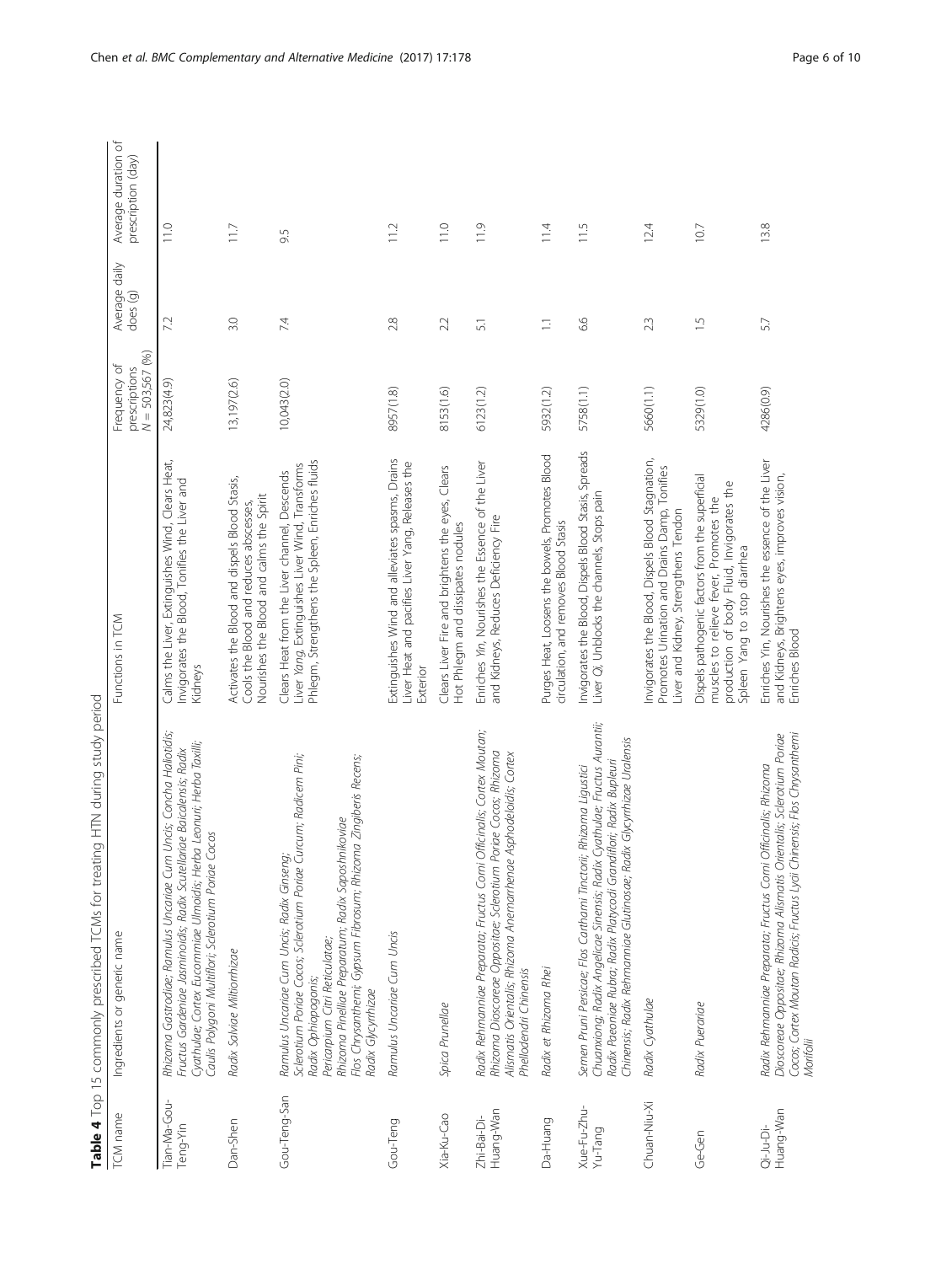**Table 4** Top 15 commonly prescribed TCMs for treating HTN during study period

| TCM name | Ingredients or generic name | Functions in TCM | Frequency of prescriptions $N = 503,567$ (%) | Average daily does (g) | Average duration of prescription (day) |
|---|---|---|---|---|---|
| Tian-Ma-Gou-Teng-Yin | *Rhizoma Gastrodiae; Ramulus Uncariae Cum Uncis; Concha Haliotidis; Fructus Gardeniae Jasminoidis; Radix Scutellariae Baicalensis; Radix Cyathulae; Cortex Eucommiae Ulmoidis; Herba Leonuri; Herba Taxilli; Caulis Polygoni Multiflori; Sclerotium Poriae Cocos* | Calms the Liver, Extinguishes Wind, Clears Heat, Invigorates the Blood, Tonifies the Liver and Kidneys | 24,823(4.9) | 7.2 | 11.0 |
| Dan-Shen | *Radix Salviae Miltiorrhizae* | Activates the Blood and dispels Blood Stasis, Cools the Blood and reduces abscesses, Nourishes the Blood and calms the Spirit | 13,197(2.6) | 3.0 | 11.7 |
| Gou-Teng-San | *Ramulus Uncariae Cum Uncis; Radix Ginseng; Sclerotium Poriae Cocos; Sclerotium Poriae Curcum; Radicem Pini; Radix Ophiopogonis; Pericarpium Citri Reticulatae; Rhizoma Pinelliae Preparatum; Radix Saposhnikoviae Flos Chrysanthemi; Gypsum Fibrosum; Rhizoma Zingiberis Recens; Radix Glycyrrhizae* | Clears Heat from the Liver channel, Descends Liver *Yang*, Extinguishes Liver Wind, Transforms Phlegm, Strengthens the Spleen, Enriches fluids | 10,043(2.0) | 7.4 | 9.5 |
| Gou-Teng | *Ramulus Uncariae Cum Uncis* | Extinguishes Wind and alleviates spasms, Drains Liver Heat and pacifies Liver Yang, Releases the Exterior | 8957(1.8) | 2.8 | 11.2 |
| Xia-Ku-Cao | *Spica Prunellae* | Clears Liver Fire and brightens the eyes, Clears Hot Phlegm and dissipates nodules | 8153(1.6) | 2.2 | 11.0 |
| Zhi-Bai-Di-Huang-Wan | *Radix Rehmanniae Preparata; Fructus Corni Officinalis; Cortex Moutan; Rhizoma Dioscoreae Oppositae; Sclerotium Poriae Cocos; Rhizoma Alismatis Orientalis; Rhizoma Anemarrhenae Asphodeloidis; Cortex Phellodendri Chinensis* | Enriches *Yin*, Nourishes the Essence of the Liver and Kidneys, Reduces Deficiency Fire | 6123(1.2) | 5.1 | 11.9 |
| Da-Huang | *Radix et Rhizoma Rhei* | Purges Heat, Loosens the bowels, Promotes Blood circulation, and removes Blood Stasis | 5932(1.2) | 1.1 | 11.4 |
| Xue-Fu-Zhu-Yu-Tang | *Semen Pruni Persicae; Flos Carthami Tinctorii; Rhizoma Ligustici Chuanxiong; Radix Angelicae Sinensis; Radix Cyathulae; Fructus Aurantii; Radix Paeoniae Rubra; Radix Platycodi Grandiflori; Radix Bupleuri Chinensis; Radix Rehmanniae Glutinosae; Radix Glycyrrhizae Uralensis* | Invigorates the Blood, Dispels Blood Stasis, Spreads Liver *Qi*, Unblocks the channels, Stops pain | 5758(1.1) | 6.6 | 11.5 |
| Chuan-Niu-Xi | *Radix Cyathulae* | Invigorates the Blood, Dispels Blood Stagnation, Promotes Urination and Drains Damp, Tonifies Liver and Kidney, Strengthens Tendon | 5660(1.1) | 2.3 | 12.4 |
| Ge-Gen | *Radix Puerariae* | Dispels pathogenic factors from the superficial muscles to relieve fever, Promotes the production of body Fluid, Invigorates the Spleen Yang to stop diarrhea | 5329(1.0) | 1.5 | 10.7 |
| Qi-Ju-Di-Huang-Wan | *Radix Rehmanniae Preparata; Fructus Corni Officinalis; Rhizoma Dioscoreae Oppositae; Rhizoma Alismatis Orientalis; Sclerotium Poriae Cocos; Cortex Moutan Radicis; Fructus Lycii Chinensis; Flos Chrysanthemi Morifolii* | Enriches Yin, Nourishes the essence of the Liver and Kidneys, Brightens eyes, improves vision, Enriches Blood | 4286(0.9) | 5.7 | 13.8 |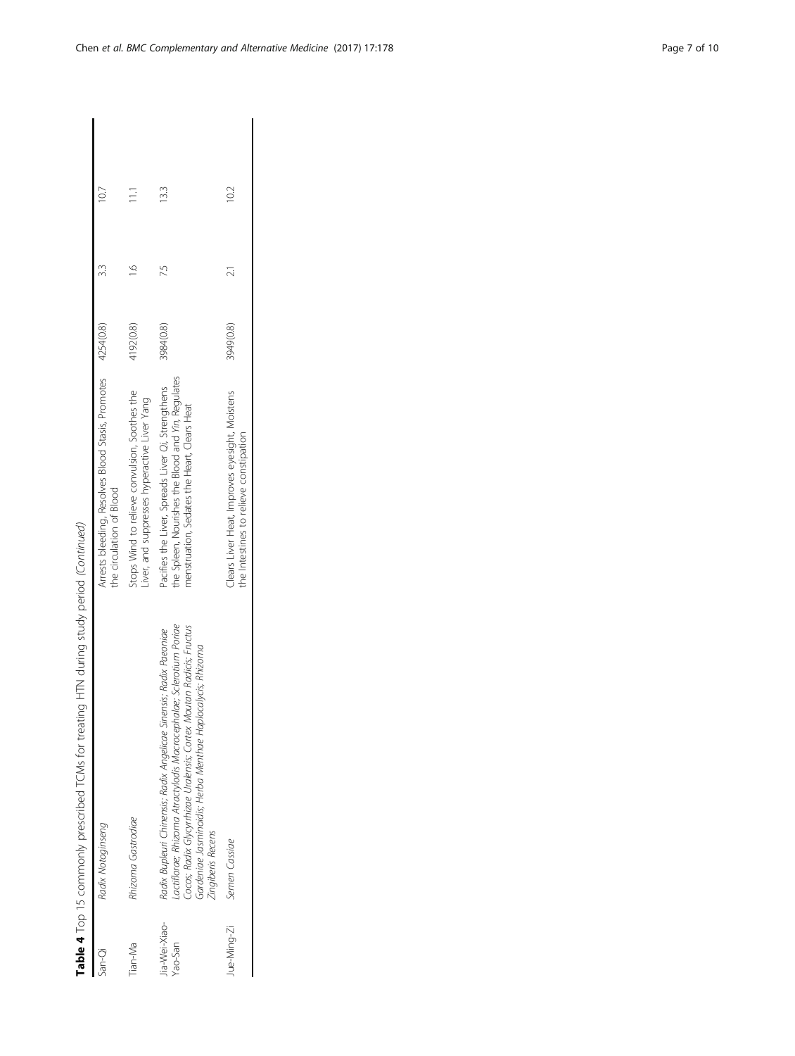**Table 4** Top 15 commonly prescribed TCMs for treating HTN during study period *(Continued)*

| | | | | | |
|---|---|---|---|---|---|
| San-Qi | *Radix Notoginseng* | Arrests bleeding, Resolves Blood Stasis, Promotes the circulation of Blood | 4254(0.8) | 3.3 | 10.7 |
| Tian-Ma | *Rhizoma Gastrodiae* | Stops Wind to relieve convulsion, Soothes the Liver, and suppresses hyperactive Liver Yang | 4192(0.8) | 1.6 | 11.1 |
| Jia-Wei-Xiao-Yao-San | *Radix Bupleuri Chinensis; Radix Angelicae Sinensis; Radix Paeoniae Lactiflorae; Rhizoma Atractylodis Macrocephalae; Sclerotium Poriae Cocos; Radix Glycyrrhizae Uralensis; Cortex Moutan Radicis; Fructus Gardeniae Jasminoidis; Herba Menthae Haplocalycis; Rhizoma Zingiberis Recens* | Pacifies the Liver, Spreads Liver *Qi*, Strengthens the Spleen, Nourishes the Blood and *Yin*, Regulates menstruation, Sedates the Heart, Clears Heat | 3984(0.8) | 7.5 | 13.3 |
| Jue-Ming-Zi | *Semen Cassiae* | Clears Liver Heat, Improves eyesight, Moistens the Intestines to relieve constipation | 3949(0.8) | 2.1 | 10.2 |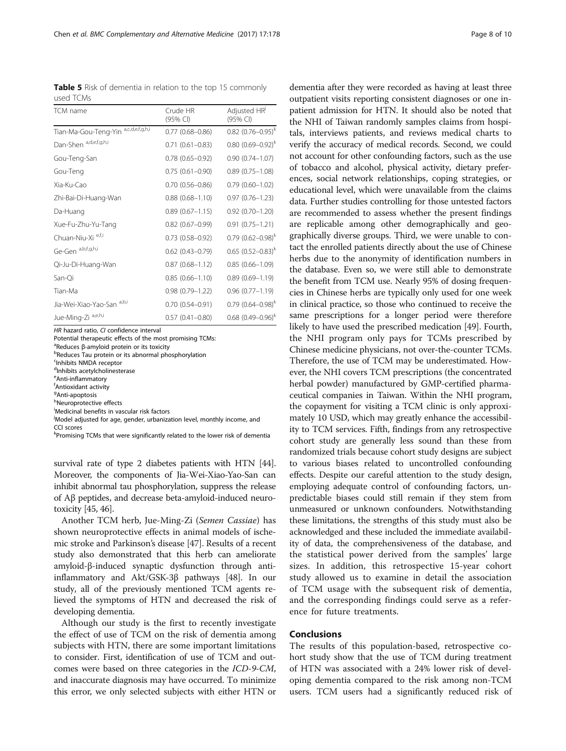**Table 5** Risk of dementia in relation to the top 15 commonly used TCMs

| TCM name | Crude HR (95% CI) | Adjusted HR[j] (95% CI) |
|---|---|---|
| Tian-Ma-Gou-Teng-Yin [a,c,d,e,f,g,h,i] | 0.77 (0.68–0.86) | 0.82 (0.76–0.95)[k] |
| Dan-Shen [a,d,e,f,g,h,i] | 0.71 (0.61–0.83) | 0.80 (0.69–0.92)[k] |
| Gou-Teng-San | 0.78 (0.65–0.92) | 0.90 (0.74–1.07) |
| Gou-Teng | 0.75 (0.61–0.90) | 0.89 (0.75–1.08) |
| Xia-Ku-Cao | 0.70 (0.56–0.86) | 0.79 (0.60–1.02) |
| Zhi-Bai-Di-Huang-Wan | 0.88 (0.68–1.10) | 0.97 (0.76–1.23) |
| Da-Huang | 0.89 (0.67–1.15) | 0.92 (0.70–1.20) |
| Xue-Fu-Zhu-Yu-Tang | 0.82 (0.67–0.99) | 0.91 (0.75–1.21) |
| Chuan-Niu-Xi [e,f,i] | 0.73 (0.58–0.92) | 0.79 (0.62–0.98)[k] |
| Ge-Gen [a,b,f,g,h,i] | 0.62 (0.43–0.79) | 0.65 (0.52–0.83)[k] |
| Qi-Ju-Di-Huang-Wan | 0.87 (0.68–1.12) | 0.85 (0.66–1.09) |
| San-Qi | 0.85 (0.66–1.10) | 0.89 (0.69–1.19) |
| Tian-Ma | 0.98 (0.79–1.22) | 0.96 (0.77–1.19) |
| Jia-Wei-Xiao-Yao-San [a,b,i] | 0.70 (0.54–0.91) | 0.79 (0.64–0.98)[k] |
| Jue-Ming-Zi [a,e,h,i] | 0.57 (0.41–0.80) | 0.68 (0.49–0.96)[k] |

*HR* hazard ratio, *CI* confidence interval

Potential therapeutic effects of the most promising TCMs:

[a]Reduces β-amyloid protein or its toxicity

[b]Reduces Tau protein or its abnormal phosphorylation

[c]Inhibits NMDA receptor

[d]Inhibits acetylcholinesterase

[e]Anti-inflammatory

[f]Antioxidant activity

[g]Anti-apoptosis

[h]Neuroprotective effects

[i]Medicinal benefits in vascular risk factors

[j]Model adjusted for age, gender, urbanization level, monthly income, and CCI scores

[k]Promising TCMs that were significantly related to the lower risk of dementia

survival rate of type 2 diabetes patients with HTN [44]. Moreover, the components of Jia-Wei-Xiao-Yao-San can inhibit abnormal tau phosphorylation, suppress the release of Aβ peptides, and decrease beta-amyloid-induced neurotoxicity [45, 46].

Another TCM herb, Jue-Ming-Zi (*Semen Cassiae*) has shown neuroprotective effects in animal models of ischemic stroke and Parkinson's disease [47]. Results of a recent study also demonstrated that this herb can ameliorate amyloid-β-induced synaptic dysfunction through anti-inflammatory and Akt/GSK-3β pathways [48]. In our study, all of the previously mentioned TCM agents relieved the symptoms of HTN and decreased the risk of developing dementia.

Although our study is the first to recently investigate the effect of use of TCM on the risk of dementia among subjects with HTN, there are some important limitations to consider. First, identification of use of TCM and outcomes were based on three categories in the *ICD-9-CM*, and inaccurate diagnosis may have occurred. To minimize this error, we only selected subjects with either HTN or dementia after they were recorded as having at least three outpatient visits reporting consistent diagnoses or one inpatient admission for HTN. It should also be noted that the NHI of Taiwan randomly samples claims from hospitals, interviews patients, and reviews medical charts to verify the accuracy of medical records. Second, we could not account for other confounding factors, such as the use of tobacco and alcohol, physical activity, dietary preferences, social network relationships, coping strategies, or educational level, which were unavailable from the claims data. Further studies controlling for those untested factors are recommended to assess whether the present findings are replicable among other demographically and geographically diverse groups. Third, we were unable to contact the enrolled patients directly about the use of Chinese herbs due to the anonymity of identification numbers in the database. Even so, we were still able to demonstrate the benefit from TCM use. Nearly 95% of dosing frequencies in Chinese herbs are typically only used for one week in clinical practice, so those who continued to receive the same prescriptions for a longer period were therefore likely to have used the prescribed medication [49]. Fourth, the NHI program only pays for TCMs prescribed by Chinese medicine physicians, not over-the-counter TCMs. Therefore, the use of TCM may be underestimated. However, the NHI covers TCM prescriptions (the concentrated herbal powder) manufactured by GMP-certified pharmaceutical companies in Taiwan. Within the NHI program, the copayment for visiting a TCM clinic is only approximately 10 USD, which may greatly enhance the accessibility to TCM services. Fifth, findings from any retrospective cohort study are generally less sound than these from randomized trials because cohort study designs are subject to various biases related to uncontrolled confounding effects. Despite our careful attention to the study design, employing adequate control of confounding factors, unpredictable biases could still remain if they stem from unmeasured or unknown confounders. Notwithstanding these limitations, the strengths of this study must also be acknowledged and these included the immediate availability of data, the comprehensiveness of the database, and the statistical power derived from the samples' large sizes. In addition, this retrospective 15-year cohort study allowed us to examine in detail the association of TCM usage with the subsequent risk of dementia, and the corresponding findings could serve as a reference for future treatments.

## Conclusions

The results of this population-based, retrospective cohort study show that the use of TCM during treatment of HTN was associated with a 24% lower risk of developing dementia compared to the risk among non-TCM users. TCM users had a significantly reduced risk of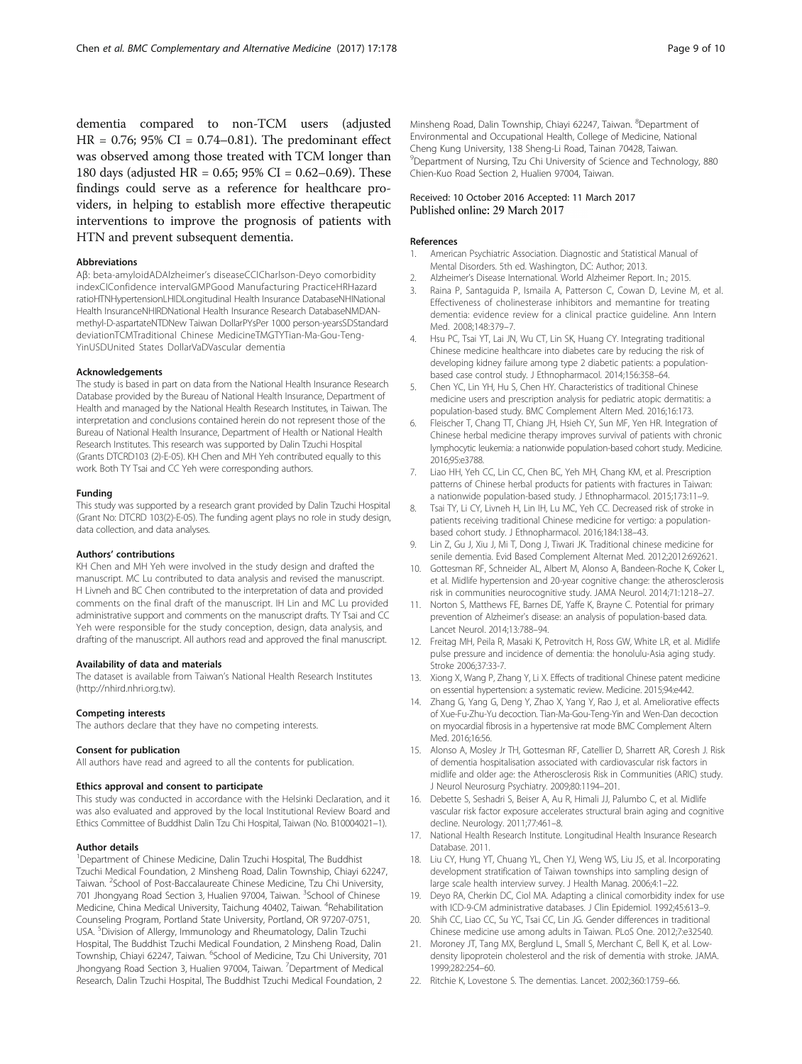dementia compared to non-TCM users (adjusted HR = 0.76; 95% CI = 0.74–0.81). The predominant effect was observed among those treated with TCM longer than 180 days (adjusted HR = 0.65; 95% CI = 0.62–0.69). These findings could serve as a reference for healthcare providers, in helping to establish more effective therapeutic interventions to improve the prognosis of patients with HTN and prevent subsequent dementia.

#### Abbreviations

Aβ: beta-amyloidADAlzheimer's diseaseCCICharlson-Deyo comorbidity indexCIConfidence intervalGMPGood Manufacturing PracticeHRHazard ratioHTNHypertensionLHIDLongitudinal Health Insurance DatabaseNHINational Health InsuranceNHIRDNational Health Insurance Research DatabaseNMDAN-methyl-D-aspartateNTDNew Taiwan DollarPYsPer 1000 person-yearsSDStandard deviationTCMTraditional Chinese MedicineTMGTYTian-Ma-Gou-Teng-YinUSDUnited States DollarVaDVascular dementia

#### Acknowledgements

The study is based in part on data from the National Health Insurance Research Database provided by the Bureau of National Health Insurance, Department of Health and managed by the National Health Research Institutes, in Taiwan. The interpretation and conclusions contained herein do not represent those of the Bureau of National Health Insurance, Department of Health or National Health Research Institutes. This research was supported by Dalin Tzuchi Hospital (Grants DTCRD103 (2)-E-05). KH Chen and MH Yeh contributed equally to this work. Both TY Tsai and CC Yeh were corresponding authors.

#### Funding

This study was supported by a research grant provided by Dalin Tzuchi Hospital (Grant No: DTCRD 103(2)-E-05). The funding agent plays no role in study design, data collection, and data analyses.

#### Authors' contributions

KH Chen and MH Yeh were involved in the study design and drafted the manuscript. MC Lu contributed to data analysis and revised the manuscript. H Livneh and BC Chen contributed to the interpretation of data and provided comments on the final draft of the manuscript. IH Lin and MC Lu provided administrative support and comments on the manuscript drafts. TY Tsai and CC Yeh were responsible for the study conception, design, data analysis, and drafting of the manuscript. All authors read and approved the final manuscript.

#### Availability of data and materials

The dataset is available from Taiwan's National Health Research Institutes (http://nhird.nhri.org.tw).

#### Competing interests

The authors declare that they have no competing interests.

#### Consent for publication

All authors have read and agreed to all the contents for publication.

#### Ethics approval and consent to participate

This study was conducted in accordance with the Helsinki Declaration, and it was also evaluated and approved by the local Institutional Review Board and Ethics Committee of Buddhist Dalin Tzu Chi Hospital, Taiwan (No. B10004021–1).

#### Author details

[1]Department of Chinese Medicine, Dalin Tzuchi Hospital, The Buddhist Tzuchi Medical Foundation, 2 Minsheng Road, Dalin Township, Chiayi 62247, Taiwan. [2]School of Post-Baccalaureate Chinese Medicine, Tzu Chi University, 701 Jhongyang Road Section 3, Hualien 97004, Taiwan. [3]School of Chinese Medicine, China Medical University, Taichung 40402, Taiwan. [4]Rehabilitation Counseling Program, Portland State University, Portland, OR 97207-0751, USA. [5]Division of Allergy, Immunology and Rheumatology, Dalin Tzuchi Hospital, The Buddhist Tzuchi Medical Foundation, 2 Minsheng Road, Dalin Township, Chiayi 62247, Taiwan. [6]School of Medicine, Tzu Chi University, 701 Jhongyang Road Section 3, Hualien 97004, Taiwan. [7]Department of Medical Research, Dalin Tzuchi Hospital, The Buddhist Tzuchi Medical Foundation, 2 Minsheng Road, Dalin Township, Chiayi 62247, Taiwan. [8]Department of Environmental and Occupational Health, College of Medicine, National Cheng Kung University, 138 Sheng-Li Road, Tainan 70428, Taiwan. [9]Department of Nursing, Tzu Chi University of Science and Technology, 880 Chien-Kuo Road Section 2, Hualien 97004, Taiwan.

Received: 10 October 2016 Accepted: 11 March 2017
Published online: 29 March 2017

#### References

1. American Psychiatric Association. Diagnostic and Statistical Manual of Mental Disorders. 5th ed. Washington, DC: Author; 2013.
2. Alzheimer's Disease International. World Alzheimer Report. In.; 2015.
3. Raina P, Santaguida P, Ismaila A, Patterson C, Cowan D, Levine M, et al. Effectiveness of cholinesterase inhibitors and memantine for treating dementia: evidence review for a clinical practice guideline. Ann Intern Med. 2008;148:379–7.
4. Hsu PC, Tsai YT, Lai JN, Wu CT, Lin SK, Huang CY. Integrating traditional Chinese medicine healthcare into diabetes care by reducing the risk of developing kidney failure among type 2 diabetic patients: a population-based case control study. J Ethnopharmacol. 2014;156:358–64.
5. Chen YC, Lin YH, Hu S, Chen HY. Characteristics of traditional Chinese medicine users and prescription analysis for pediatric atopic dermatitis: a population-based study. BMC Complement Altern Med. 2016;16:173.
6. Fleischer T, Chang TT, Chiang JH, Hsieh CY, Sun MF, Yen HR. Integration of Chinese herbal medicine therapy improves survival of patients with chronic lymphocytic leukemia: a nationwide population-based cohort study. Medicine. 2016;95:e3788.
7. Liao HH, Yeh CC, Lin CC, Chen BC, Yeh MH, Chang KM, et al. Prescription patterns of Chinese herbal products for patients with fractures in Taiwan: a nationwide population-based study. J Ethnopharmacol. 2015;173:11–9.
8. Tsai TY, Li CY, Livneh H, Lin IH, Lu MC, Yeh CC. Decreased risk of stroke in patients receiving traditional Chinese medicine for vertigo: a population-based cohort study. J Ethnopharmacol. 2016;184:138–43.
9. Lin Z, Gu J, Xiu J, Mi T, Dong J, Tiwari JK. Traditional chinese medicine for senile dementia. Evid Based Complement Alternat Med. 2012;2012:692621.
10. Gottesman RF, Schneider AL, Albert M, Alonso A, Bandeen-Roche K, Coker L, et al. Midlife hypertension and 20-year cognitive change: the atherosclerosis risk in communities neurocognitive study. JAMA Neurol. 2014;71:1218–27.
11. Norton S, Matthews FE, Barnes DE, Yaffe K, Brayne C. Potential for primary prevention of Alzheimer's disease: an analysis of population-based data. Lancet Neurol. 2014;13:788–94.
12. Freitag MH, Peila R, Masaki K, Petrovitch H, Ross GW, White LR, et al. Midlife pulse pressure and incidence of dementia: the honolulu-Asia aging study. Stroke 2006;37:33-7.
13. Xiong X, Wang P, Zhang Y, Li X. Effects of traditional Chinese patent medicine on essential hypertension: a systematic review. Medicine. 2015;94:e442.
14. Zhang G, Yang G, Deng Y, Zhao X, Yang Y, Rao J, et al. Ameliorative effects of Xue-Fu-Zhu-Yu decoction. Tian-Ma-Gou-Teng-Yin and Wen-Dan decoction on myocardial fibrosis in a hypertensive rat mode BMC Complement Altern Med. 2016;16:56.
15. Alonso A, Mosley Jr TH, Gottesman RF, Catellier D, Sharrett AR, Coresh J. Risk of dementia hospitalisation associated with cardiovascular risk factors in midlife and older age: the Atherosclerosis Risk in Communities (ARIC) study. J Neurol Neurosurg Psychiatry. 2009;80:1194–201.
16. Debette S, Seshadri S, Beiser A, Au R, Himali JJ, Palumbo C, et al. Midlife vascular risk factor exposure accelerates structural brain aging and cognitive decline. Neurology. 2011;77:461–8.
17. National Health Research Institute. Longitudinal Health Insurance Research Database. 2011.
18. Liu CY, Hung YT, Chuang YL, Chen YJ, Weng WS, Liu JS, et al. Incorporating development stratification of Taiwan townships into sampling design of large scale health interview survey. J Health Manag. 2006;4:1–22.
19. Deyo RA, Cherkin DC, Ciol MA. Adapting a clinical comorbidity index for use with ICD-9-CM administrative databases. J Clin Epidemiol. 1992;45:613–9.
20. Shih CC, Liao CC, Su YC, Tsai CC, Lin JG. Gender differences in traditional Chinese medicine use among adults in Taiwan. PLoS One. 2012;7:e32540.
21. Moroney JT, Tang MX, Berglund L, Small S, Merchant C, Bell K, et al. Low-density lipoprotein cholesterol and the risk of dementia with stroke. JAMA. 1999;282:254–60.
22. Ritchie K, Lovestone S. The dementias. Lancet. 2002;360:1759–66.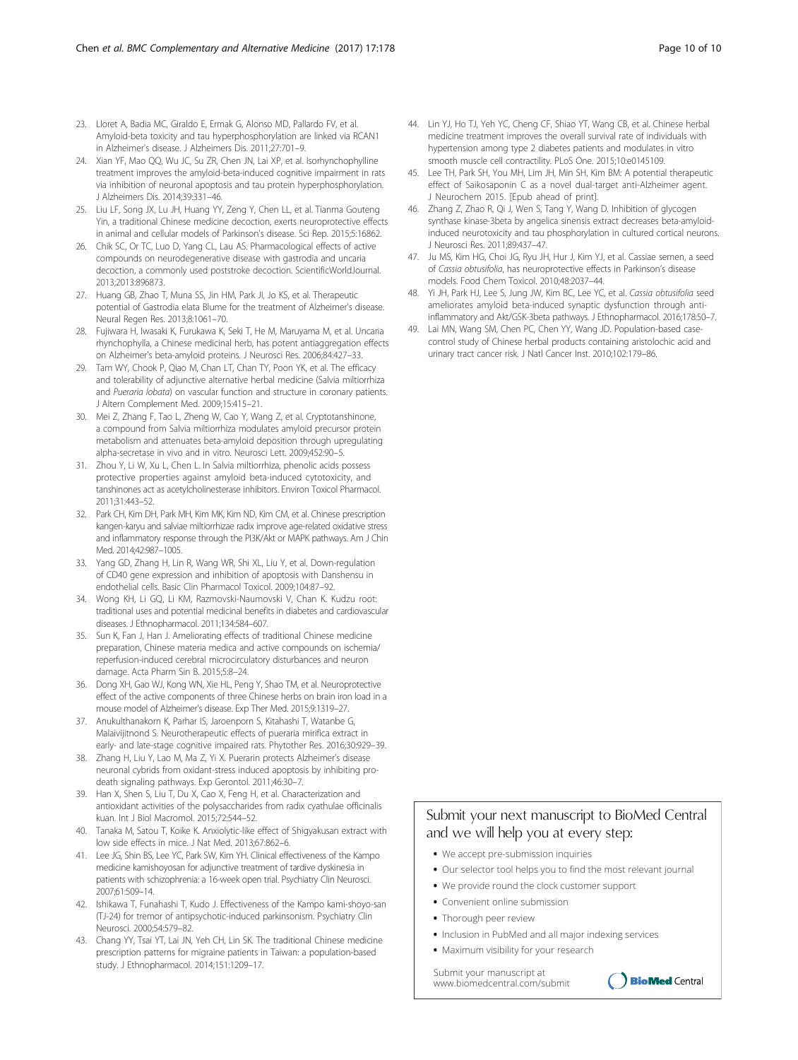23. Lloret A, Badia MC, Giraldo E, Ermak G, Alonso MD, Pallardo FV, et al. Amyloid-beta toxicity and tau hyperphosphorylation are linked via RCAN1 in Alzheimer's disease. J Alzheimers Dis. 2011;27:701–9.
24. Xian YF, Mao QQ, Wu JC, Su ZR, Chen JN, Lai XP, et al. Isorhynchophylline treatment improves the amyloid-beta-induced cognitive impairment in rats via inhibition of neuronal apoptosis and tau protein hyperphosphorylation. J Alzheimers Dis. 2014;39:331–46.
25. Liu LF, Song JX, Lu JH, Huang YY, Zeng Y, Chen LL, et al. Tianma Gouteng Yin, a traditional Chinese medicine decoction, exerts neuroprotective effects in animal and cellular models of Parkinson's disease. Sci Rep. 2015;5:16862.
26. Chik SC, Or TC, Luo D, Yang CL, Lau AS. Pharmacological effects of active compounds on neurodegenerative disease with gastrodia and uncaria decoction, a commonly used poststroke decoction. ScientificWorldJournal. 2013;2013:896873.
27. Huang GB, Zhao T, Muna SS, Jin HM, Park JI, Jo KS, et al. Therapeutic potential of Gastrodia elata Blume for the treatment of Alzheimer's disease. Neural Regen Res. 2013;8:1061–70.
28. Fujiwara H, Iwasaki K, Furukawa K, Seki T, He M, Maruyama M, et al. Uncaria rhynchophylla, a Chinese medicinal herb, has potent antiaggregation effects on Alzheimer's beta-amyloid proteins. J Neurosci Res. 2006;84:427–33.
29. Tam WY, Chook P, Qiao M, Chan LT, Chan TY, Poon YK, et al. The efficacy and tolerability of adjunctive alternative herbal medicine (Salvia miltiorrhiza and *Pueraria lobata*) on vascular function and structure in coronary patients. J Altern Complement Med. 2009;15:415–21.
30. Mei Z, Zhang F, Tao L, Zheng W, Cao Y, Wang Z, et al. Cryptotanshinone, a compound from Salvia miltiorrhiza modulates amyloid precursor protein metabolism and attenuates beta-amyloid deposition through upregulating alpha-secretase in vivo and in vitro. Neurosci Lett. 2009;452:90–5.
31. Zhou Y, Li W, Xu L, Chen L. In Salvia miltiorrhiza, phenolic acids possess protective properties against amyloid beta-induced cytotoxicity, and tanshinones act as acetylcholinesterase inhibitors. Environ Toxicol Pharmacol. 2011;31:443–52.
32. Park CH, Kim DH, Park MH, Kim MK, Kim ND, Kim CM, et al. Chinese prescription kangen-karyu and salviae miltiorrhizae radix improve age-related oxidative stress and inflammatory response through the PI3K/Akt or MAPK pathways. Am J Chin Med. 2014;42:987–1005.
33. Yang GD, Zhang H, Lin R, Wang WR, Shi XL, Liu Y, et al. Down-regulation of CD40 gene expression and inhibition of apoptosis with Danshensu in endothelial cells. Basic Clin Pharmacol Toxicol. 2009;104:87–92.
34. Wong KH, Li GQ, Li KM, Razmovski-Naumovski V, Chan K. Kudzu root: traditional uses and potential medicinal benefits in diabetes and cardiovascular diseases. J Ethnopharmacol. 2011;134:584–607.
35. Sun K, Fan J, Han J. Ameliorating effects of traditional Chinese medicine preparation, Chinese materia medica and active compounds on ischemia/reperfusion-induced cerebral microcirculatory disturbances and neuron damage. Acta Pharm Sin B. 2015;5:8–24.
36. Dong XH, Gao WJ, Kong WN, Xie HL, Peng Y, Shao TM, et al. Neuroprotective effect of the active components of three Chinese herbs on brain iron load in a mouse model of Alzheimer's disease. Exp Ther Med. 2015;9:1319–27.
37. Anukulthanakorn K, Parhar IS, Jaroenporn S, Kitahashi T, Watanbe G, Malaivijitnond S. Neurotherapeutic effects of pueraria mirifica extract in early- and late-stage cognitive impaired rats. Phytother Res. 2016;30:929–39.
38. Zhang H, Liu Y, Lao M, Ma Z, Yi X. Puerarin protects Alzheimer's disease neuronal cybrids from oxidant-stress induced apoptosis by inhibiting pro-death signaling pathways. Exp Gerontol. 2011;46:30–7.
39. Han X, Shen S, Liu T, Du X, Cao X, Feng H, et al. Characterization and antioxidant activities of the polysaccharides from radix cyathulae officinalis kuan. Int J Biol Macromol. 2015;72:544–52.
40. Tanaka M, Satou T, Koike K. Anxiolytic-like effect of Shigyakusan extract with low side effects in mice. J Nat Med. 2013;67:862–6.
41. Lee JG, Shin BS, Lee YC, Park SW, Kim YH. Clinical effectiveness of the Kampo medicine kamishoyosan for adjunctive treatment of tardive dyskinesia in patients with schizophrenia: a 16-week open trial. Psychiatry Clin Neurosci. 2007;61:509–14.
42. Ishikawa T, Funahashi T, Kudo J. Effectiveness of the Kampo kami-shoyo-san (TJ-24) for tremor of antipsychotic-induced parkinsonism. Psychiatry Clin Neurosci. 2000;54:579–82.
43. Chang YY, Tsai YT, Lai JN, Yeh CH, Lin SK. The traditional Chinese medicine prescription patterns for migraine patients in Taiwan: a population-based study. J Ethnopharmacol. 2014;151:1209–17.
44. Lin YJ, Ho TJ, Yeh YC, Cheng CF, Shiao YT, Wang CB, et al. Chinese herbal medicine treatment improves the overall survival rate of individuals with hypertension among type 2 diabetes patients and modulates in vitro smooth muscle cell contractility. PLoS One. 2015;10:e0145109.
45. Lee TH, Park SH, You MH, Lim JH, Min SH, Kim BM: A potential therapeutic effect of Saikosaponin C as a novel dual-target anti-Alzheimer agent. J Neurochem 2015. [Epub ahead of print].
46. Zhang Z, Zhao R, Qi J, Wen S, Tang Y, Wang D. Inhibition of glycogen synthase kinase-3beta by angelica sinensis extract decreases beta-amyloid-induced neurotoxicity and tau phosphorylation in cultured cortical neurons. J Neurosci Res. 2011;89:437–47.
47. Ju MS, Kim HG, Choi JG, Ryu JH, Hur J, Kim YJ, et al. Cassiae semen, a seed of *Cassia obtusifolia*, has neuroprotective effects in Parkinson's disease models. Food Chem Toxicol. 2010;48:2037–44.
48. Yi JH, Park HJ, Lee S, Jung JW, Kim BC, Lee YC, et al. *Cassia obtusifolia* seed ameliorates amyloid beta-induced synaptic dysfunction through anti-inflammatory and Akt/GSK-3beta pathways. J Ethnopharmacol. 2016;178:50–7.
49. Lai MN, Wang SM, Chen PC, Chen YY, Wang JD. Population-based case-control study of Chinese herbal products containing aristolochic acid and urinary tract cancer risk. J Natl Cancer Inst. 2010;102:179–86.

Submit your next manuscript to BioMed Central and we will help you at every step:

- We accept pre-submission inquiries
- Our selector tool helps you to find the most relevant journal
- We provide round the clock customer support
- Convenient online submission
- Thorough peer review
- Inclusion in PubMed and all major indexing services
- Maximum visibility for your research

Submit your manuscript at www.biomedcentral.com/submit

BioMed Central